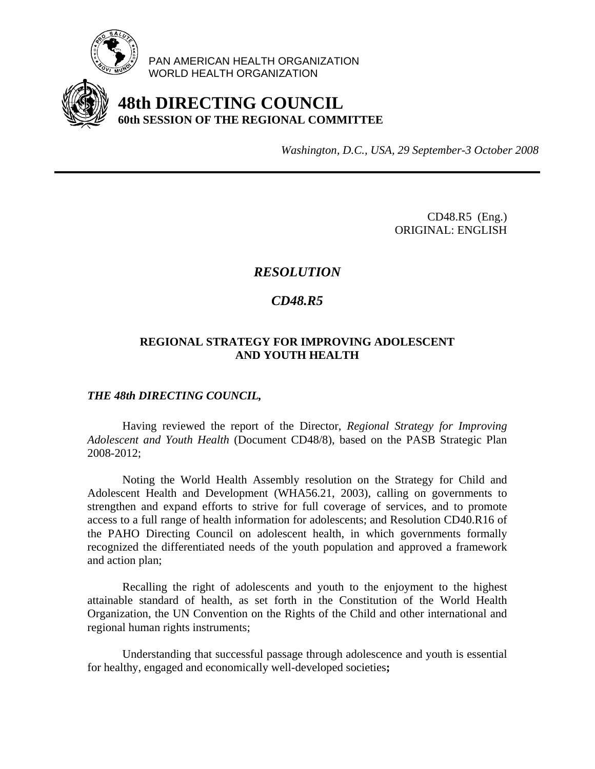PAN AMERICAN HEALTH ORGANIZATION
WORLD HEALTH ORGANIZATION

# 48th DIRECTING COUNCIL
## 60th SESSION OF THE REGIONAL COMMITTEE

*Washington, D.C., USA, 29 September-3 October 2008*

---

CD48.R5 (Eng.)
ORIGINAL: ENGLISH

## *RESOLUTION*

## *CD48.R5*

### REGIONAL STRATEGY FOR IMPROVING ADOLESCENT AND YOUTH HEALTH

***THE 48th DIRECTING COUNCIL,***

Having reviewed the report of the Director, *Regional Strategy for Improving Adolescent and Youth Health* (Document CD48/8), based on the PASB Strategic Plan 2008-2012;

Noting the World Health Assembly resolution on the Strategy for Child and Adolescent Health and Development (WHA56.21, 2003), calling on governments to strengthen and expand efforts to strive for full coverage of services, and to promote access to a full range of health information for adolescents; and Resolution CD40.R16 of the PAHO Directing Council on adolescent health, in which governments formally recognized the differentiated needs of the youth population and approved a framework and action plan;

Recalling the right of adolescents and youth to the enjoyment to the highest attainable standard of health, as set forth in the Constitution of the World Health Organization, the UN Convention on the Rights of the Child and other international and regional human rights instruments;

Understanding that successful passage through adolescence and youth is essential for healthy, engaged and economically well-developed societies**;**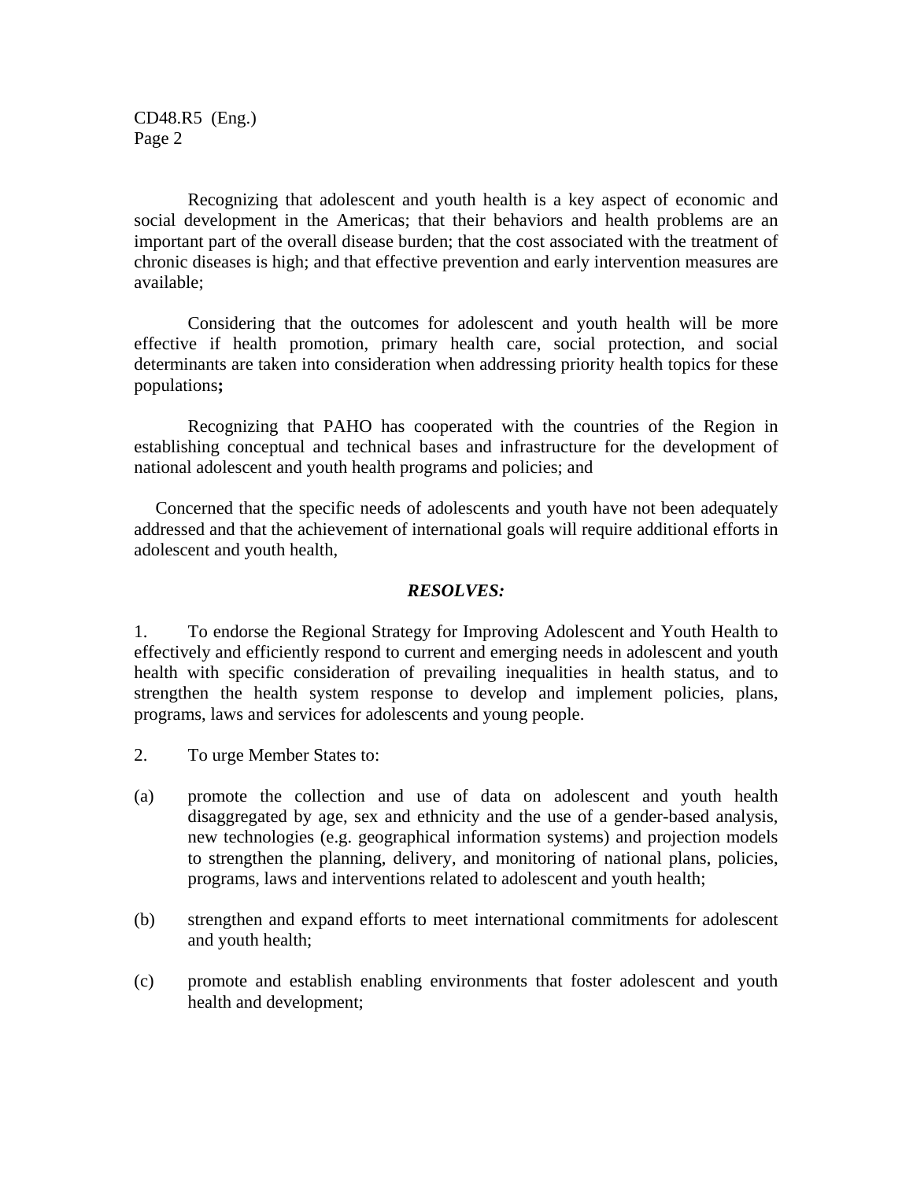Recognizing that adolescent and youth health is a key aspect of economic and social development in the Americas; that their behaviors and health problems are an important part of the overall disease burden; that the cost associated with the treatment of chronic diseases is high; and that effective prevention and early intervention measures are available;

Considering that the outcomes for adolescent and youth health will be more effective if health promotion, primary health care, social protection, and social determinants are taken into consideration when addressing priority health topics for these populations**;**

Recognizing that PAHO has cooperated with the countries of the Region in establishing conceptual and technical bases and infrastructure for the development of national adolescent and youth health programs and policies; and

Concerned that the specific needs of adolescents and youth have not been adequately addressed and that the achievement of international goals will require additional efforts in adolescent and youth health,

***RESOLVES:***

1. To endorse the Regional Strategy for Improving Adolescent and Youth Health to effectively and efficiently respond to current and emerging needs in adolescent and youth health with specific consideration of prevailing inequalities in health status, and to strengthen the health system response to develop and implement policies, plans, programs, laws and services for adolescents and young people.

2. To urge Member States to:

(a) promote the collection and use of data on adolescent and youth health disaggregated by age, sex and ethnicity and the use of a gender-based analysis, new technologies (e.g. geographical information systems) and projection models to strengthen the planning, delivery, and monitoring of national plans, policies, programs, laws and interventions related to adolescent and youth health;

(b) strengthen and expand efforts to meet international commitments for adolescent and youth health;

(c) promote and establish enabling environments that foster adolescent and youth health and development;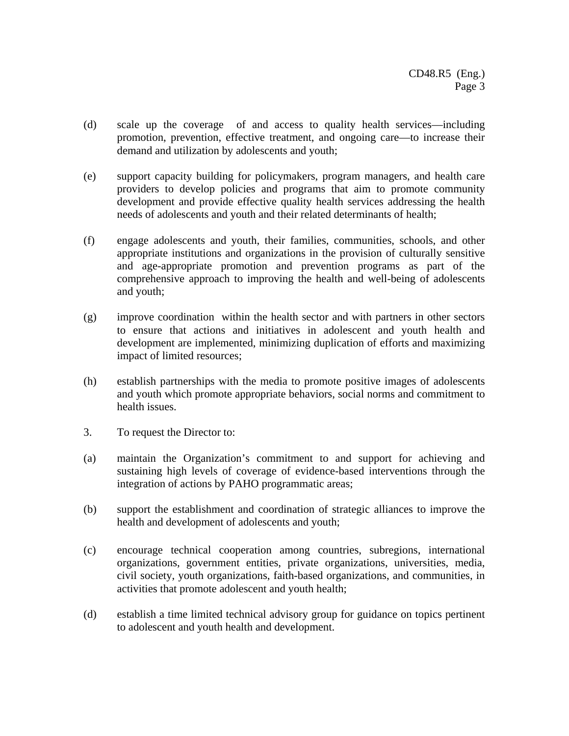(d) scale up the coverage of and access to quality health services—including promotion, prevention, effective treatment, and ongoing care—to increase their demand and utilization by adolescents and youth;

(e) support capacity building for policymakers, program managers, and health care providers to develop policies and programs that aim to promote community development and provide effective quality health services addressing the health needs of adolescents and youth and their related determinants of health;

(f) engage adolescents and youth, their families, communities, schools, and other appropriate institutions and organizations in the provision of culturally sensitive and age-appropriate promotion and prevention programs as part of the comprehensive approach to improving the health and well-being of adolescents and youth;

(g) improve coordination within the health sector and with partners in other sectors to ensure that actions and initiatives in adolescent and youth health and development are implemented, minimizing duplication of efforts and maximizing impact of limited resources;

(h) establish partnerships with the media to promote positive images of adolescents and youth which promote appropriate behaviors, social norms and commitment to health issues.

3. To request the Director to:

(a) maintain the Organization's commitment to and support for achieving and sustaining high levels of coverage of evidence-based interventions through the integration of actions by PAHO programmatic areas;

(b) support the establishment and coordination of strategic alliances to improve the health and development of adolescents and youth;

(c) encourage technical cooperation among countries, subregions, international organizations, government entities, private organizations, universities, media, civil society, youth organizations, faith-based organizations, and communities, in activities that promote adolescent and youth health;

(d) establish a time limited technical advisory group for guidance on topics pertinent to adolescent and youth health and development.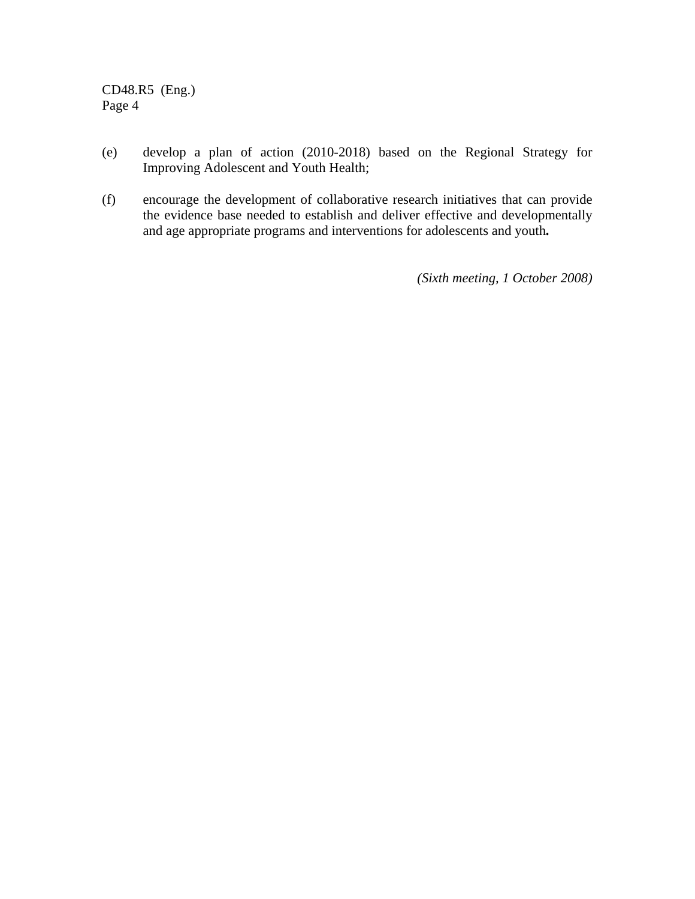(e) develop a plan of action (2010-2018) based on the Regional Strategy for Improving Adolescent and Youth Health;

(f) encourage the development of collaborative research initiatives that can provide the evidence base needed to establish and deliver effective and developmentally and age appropriate programs and interventions for adolescents and youth**.**

*(Sixth meeting, 1 October 2008)*